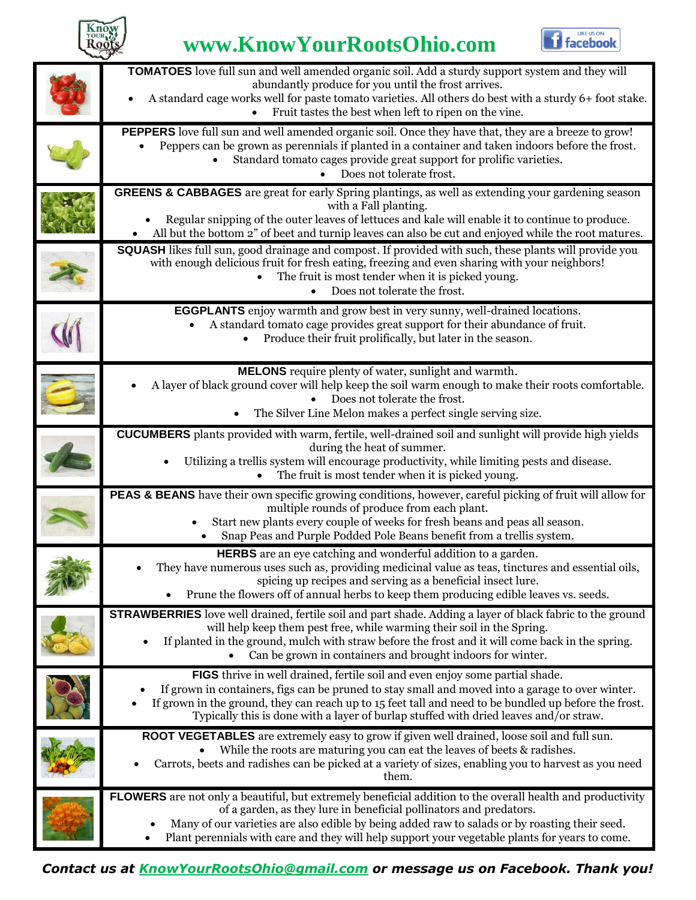# www.KnowYourRootsOhio.com

**TOMATOES** love full sun and well amended organic soil. Add a sturdy support system and they will abundantly produce for you until the frost arrives.

- A standard cage works well for paste tomato varieties. All others do best with a sturdy 6+ foot stake.
- Fruit tastes the best when left to ripen on the vine.

**PEPPERS** love full sun and well amended organic soil. Once they have that, they are a breeze to grow!

- Peppers can be grown as perennials if planted in a container and taken indoors before the frost.
- Standard tomato cages provide great support for prolific varieties.
- Does not tolerate frost.

**GREENS & CABBAGES** are great for early Spring plantings, as well as extending your gardening season with a Fall planting.

- Regular snipping of the outer leaves of lettuces and kale will enable it to continue to produce.
- All but the bottom 2" of beet and turnip leaves can also be cut and enjoyed while the root matures.

**SQUASH** likes full sun, good drainage and compost. If provided with such, these plants will provide you with enough delicious fruit for fresh eating, freezing and even sharing with your neighbors!

- The fruit is most tender when it is picked young.
- Does not tolerate the frost.

**EGGPLANTS** enjoy warmth and grow best in very sunny, well-drained locations.

- A standard tomato cage provides great support for their abundance of fruit.
- Produce their fruit prolifically, but later in the season.

**MELONS** require plenty of water, sunlight and warmth.

- A layer of black ground cover will help keep the soil warm enough to make their roots comfortable.
- Does not tolerate the frost.
- The Silver Line Melon makes a perfect single serving size.

**CUCUMBERS** plants provided with warm, fertile, well-drained soil and sunlight will provide high yields during the heat of summer.

- Utilizing a trellis system will encourage productivity, while limiting pests and disease.
- The fruit is most tender when it is picked young.

**PEAS & BEANS** have their own specific growing conditions, however, careful picking of fruit will allow for multiple rounds of produce from each plant.

- Start new plants every couple of weeks for fresh beans and peas all season.
- Snap Peas and Purple Podded Pole Beans benefit from a trellis system.

**HERBS** are an eye catching and wonderful addition to a garden.

- They have numerous uses such as, providing medicinal value as teas, tinctures and essential oils, spicing up recipes and serving as a beneficial insect lure.
- Prune the flowers off of annual herbs to keep them producing edible leaves vs. seeds.

**STRAWBERRIES** love well drained, fertile soil and part shade. Adding a layer of black fabric to the ground will help keep them pest free, while warming their soil in the Spring.

- If planted in the ground, mulch with straw before the frost and it will come back in the spring.
- Can be grown in containers and brought indoors for winter.

**FIGS** thrive in well drained, fertile soil and even enjoy some partial shade.

- If grown in containers, figs can be pruned to stay small and moved into a garage to over winter.
- If grown in the ground, they can reach up to 15 feet tall and need to be bundled up before the frost. Typically this is done with a layer of burlap stuffed with dried leaves and/or straw.

**ROOT VEGETABLES** are extremely easy to grow if given well drained, loose soil and full sun.

- While the roots are maturing you can eat the leaves of beets & radishes.
- Carrots, beets and radishes can be picked at a variety of sizes, enabling you to harvest as you need them.

**FLOWERS** are not only a beautiful, but extremely beneficial addition to the overall health and productivity of a garden, as they lure in beneficial pollinators and predators.

- Many of our varieties are also edible by being added raw to salads or by roasting their seed.
- Plant perennials with care and they will help support your vegetable plants for years to come.

***Contact us at KnowYourRootsOhio@gmail.com or message us on Facebook. Thank you!***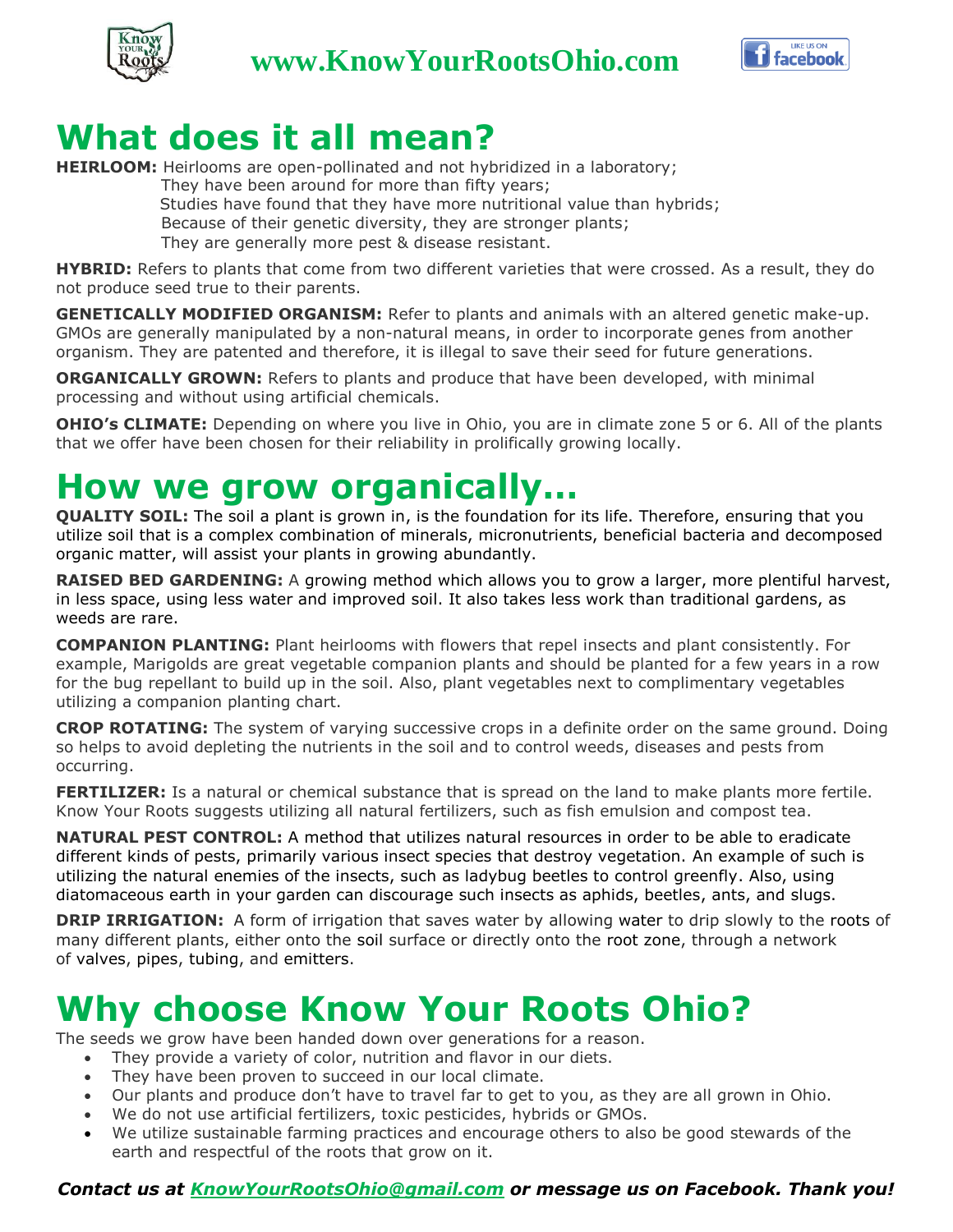www.KnowYourRootsOhio.com

# What does it all mean?

**HEIRLOOM:** Heirlooms are open-pollinated and not hybridized in a laboratory;
They have been around for more than fifty years;
Studies have found that they have more nutritional value than hybrids;
Because of their genetic diversity, they are stronger plants;
They are generally more pest & disease resistant.

**HYBRID:** Refers to plants that come from two different varieties that were crossed. As a result, they do not produce seed true to their parents.

**GENETICALLY MODIFIED ORGANISM:** Refer to plants and animals with an altered genetic make-up. GMOs are generally manipulated by a non-natural means, in order to incorporate genes from another organism. They are patented and therefore, it is illegal to save their seed for future generations.

**ORGANICALLY GROWN:** Refers to plants and produce that have been developed, with minimal processing and without using artificial chemicals.

**OHIO's CLIMATE:** Depending on where you live in Ohio, you are in climate zone 5 or 6. All of the plants that we offer have been chosen for their reliability in prolifically growing locally.

# How we grow organically…

**QUALITY SOIL:** The soil a plant is grown in, is the foundation for its life. Therefore, ensuring that you utilize soil that is a complex combination of minerals, micronutrients, beneficial bacteria and decomposed organic matter, will assist your plants in growing abundantly.

**RAISED BED GARDENING:** A growing method which allows you to grow a larger, more plentiful harvest, in less space, using less water and improved soil. It also takes less work than traditional gardens, as weeds are rare.

**COMPANION PLANTING:** Plant heirlooms with flowers that repel insects and plant consistently. For example, Marigolds are great vegetable companion plants and should be planted for a few years in a row for the bug repellant to build up in the soil. Also, plant vegetables next to complimentary vegetables utilizing a companion planting chart.

**CROP ROTATING:** The system of varying successive crops in a definite order on the same ground. Doing so helps to avoid depleting the nutrients in the soil and to control weeds, diseases and pests from occurring.

**FERTILIZER:** Is a natural or chemical substance that is spread on the land to make plants more fertile. Know Your Roots suggests utilizing all natural fertilizers, such as fish emulsion and compost tea.

**NATURAL PEST CONTROL:** A method that utilizes natural resources in order to be able to eradicate different kinds of pests, primarily various insect species that destroy vegetation. An example of such is utilizing the natural enemies of the insects, such as ladybug beetles to control greenfly. Also, using diatomaceous earth in your garden can discourage such insects as aphids, beetles, ants, and slugs.

**DRIP IRRIGATION:** A form of irrigation that saves water by allowing water to drip slowly to the roots of many different plants, either onto the soil surface or directly onto the root zone, through a network of valves, pipes, tubing, and emitters.

# Why choose Know Your Roots Ohio?

The seeds we grow have been handed down over generations for a reason.

- They provide a variety of color, nutrition and flavor in our diets.
- They have been proven to succeed in our local climate.
- Our plants and produce don't have to travel far to get to you, as they are all grown in Ohio.
- We do not use artificial fertilizers, toxic pesticides, hybrids or GMOs.
- We utilize sustainable farming practices and encourage others to also be good stewards of the earth and respectful of the roots that grow on it.

***Contact us at KnowYourRootsOhio@gmail.com or message us on Facebook. Thank you!***